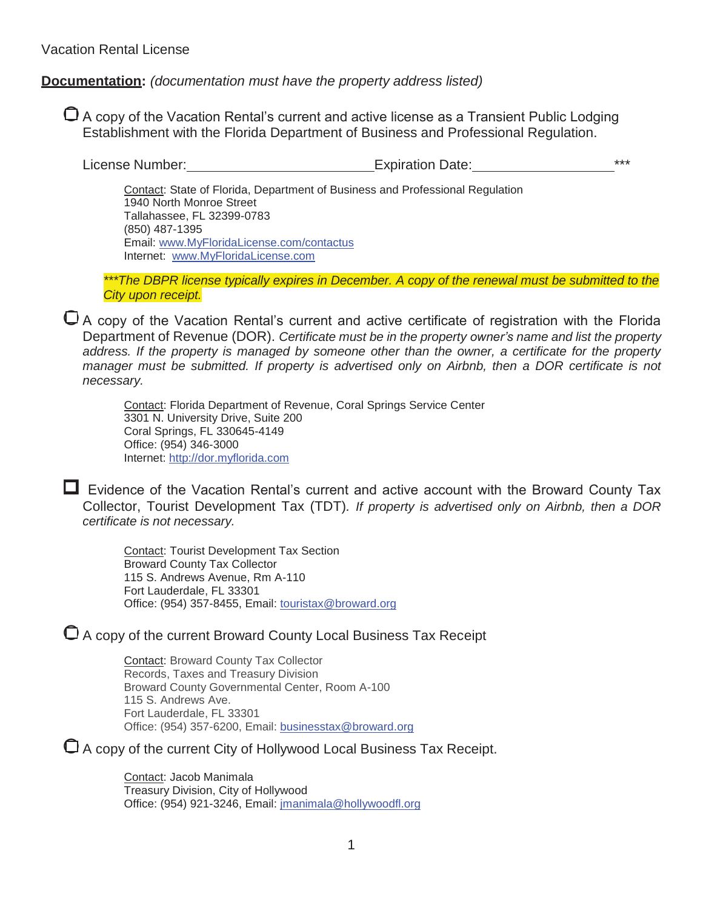Vacation Rental License

**Documentation:** *(documentation must have the property address listed)*

- ☐ A copy of the Vacation Rental's current and active license as a Transient Public Lodging Establishment with the Florida Department of Business and Professional Regulation.

  License Number:\_\_\_\_\_\_\_\_\_\_\_\_\_\_\_\_\_\_\_\_\_\_\_\_ Expiration Date:\_\_\_\_\_\_\_\_\_\_\_\_\_\_\_\_\_\_\_\_***

  Contact: State of Florida, Department of Business and Professional Regulation
  1940 North Monroe Street
  Tallahassee, FL 32399-0783
  (850) 487-1395
  Email: www.MyFloridaLicense.com/contactus
  Internet: www.MyFloridaLicense.com

  ****The DBPR license typically expires in December. A copy of the renewal must be submitted to the City upon receipt.*

- ☐ A copy of the Vacation Rental's current and active certificate of registration with the Florida Department of Revenue (DOR). *Certificate must be in the property owner's name and list the property address. If the property is managed by someone other than the owner, a certificate for the property manager must be submitted. If property is advertised only on Airbnb, then a DOR certificate is not necessary.*

  Contact: Florida Department of Revenue, Coral Springs Service Center
  3301 N. University Drive, Suite 200
  Coral Springs, FL 330645-4149
  Office: (954) 346-3000
  Internet: http://dor.myflorida.com

- ☐ Evidence of the Vacation Rental's current and active account with the Broward County Tax Collector, Tourist Development Tax (TDT). *If property is advertised only on Airbnb, then a DOR certificate is not necessary.*

  Contact: Tourist Development Tax Section
  Broward County Tax Collector
  115 S. Andrews Avenue, Rm A-110
  Fort Lauderdale, FL 33301
  Office: (954) 357-8455, Email: touristax@broward.org

- ☐ A copy of the current Broward County Local Business Tax Receipt

  Contact: Broward County Tax Collector
  Records, Taxes and Treasury Division
  Broward County Governmental Center, Room A-100
  115 S. Andrews Ave.
  Fort Lauderdale, FL 33301
  Office: (954) 357-6200, Email: businesstax@broward.org

- ☐ A copy of the current City of Hollywood Local Business Tax Receipt.

  Contact: Jacob Manimala
  Treasury Division, City of Hollywood
  Office: (954) 921-3246, Email: jmanimala@hollywoodfl.org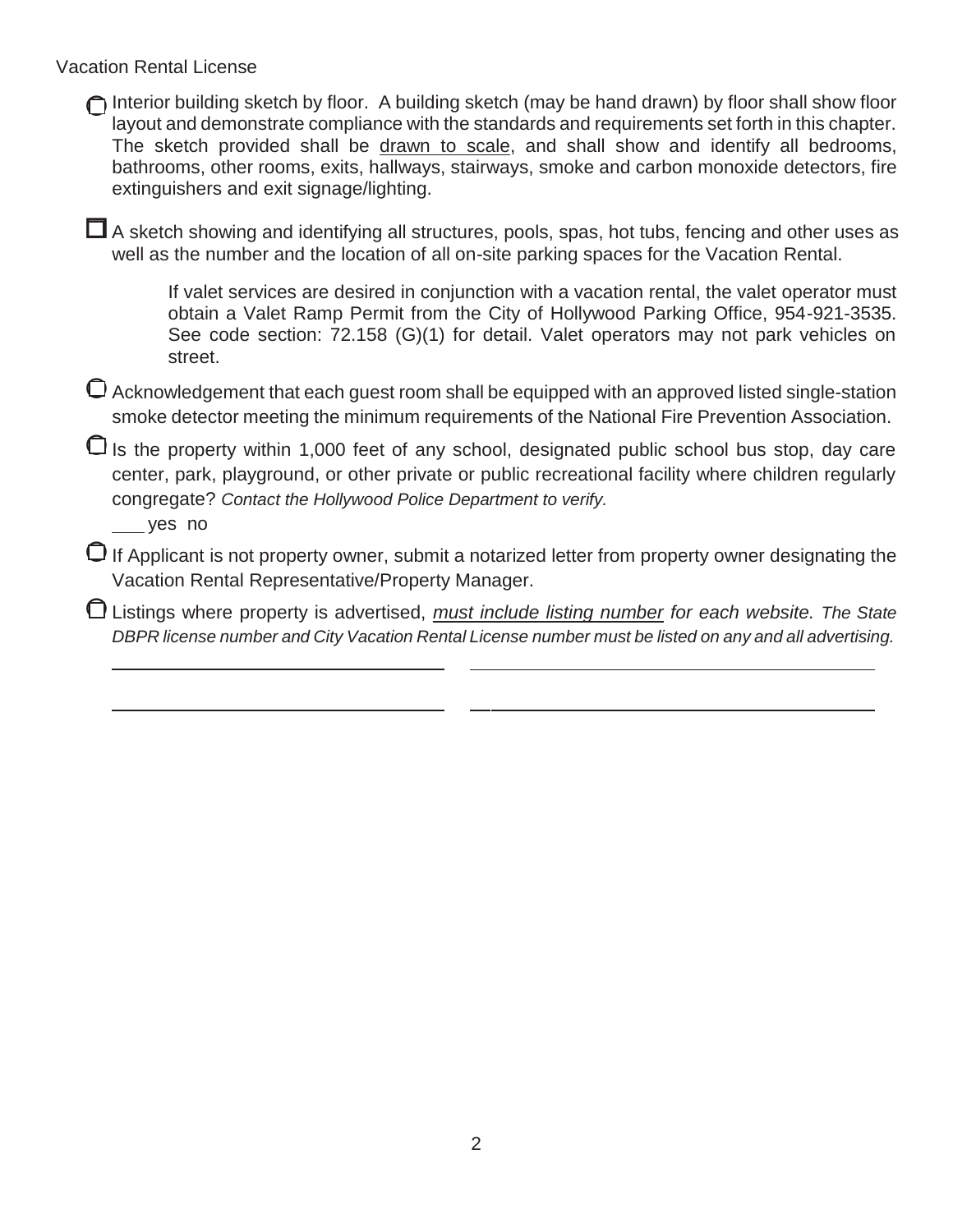Vacation Rental License

- ☐ Interior building sketch by floor. A building sketch (may be hand drawn) by floor shall show floor layout and demonstrate compliance with the standards and requirements set forth in this chapter. The sketch provided shall be <u>drawn to scale</u>, and shall show and identify all bedrooms, bathrooms, other rooms, exits, hallways, stairways, smoke and carbon monoxide detectors, fire extinguishers and exit signage/lighting.

- ☐ A sketch showing and identifying all structures, pools, spas, hot tubs, fencing and other uses as well as the number and the location of all on-site parking spaces for the Vacation Rental.

    If valet services are desired in conjunction with a vacation rental, the valet operator must obtain a Valet Ramp Permit from the City of Hollywood Parking Office, 954-921-3535. See code section: 72.158 (G)(1) for detail. Valet operators may not park vehicles on street.

- ☐ Acknowledgement that each guest room shall be equipped with an approved listed single-station smoke detector meeting the minimum requirements of the National Fire Prevention Association.

- ☐ Is the property within 1,000 feet of any school, designated public school bus stop, day care center, park, playground, or other private or public recreational facility where children regularly congregate? *Contact the Hollywood Police Department to verify.*

    ___ yes no

- ☐ If Applicant is not property owner, submit a notarized letter from property owner designating the Vacation Rental Representative/Property Manager.

- ☐ Listings where property is advertised, *<u>must include listing number</u> for each website. The State DBPR license number and City Vacation Rental License number must be listed on any and all advertising.*

    ______________________________ ______________________________

    ______________________________ ______________________________